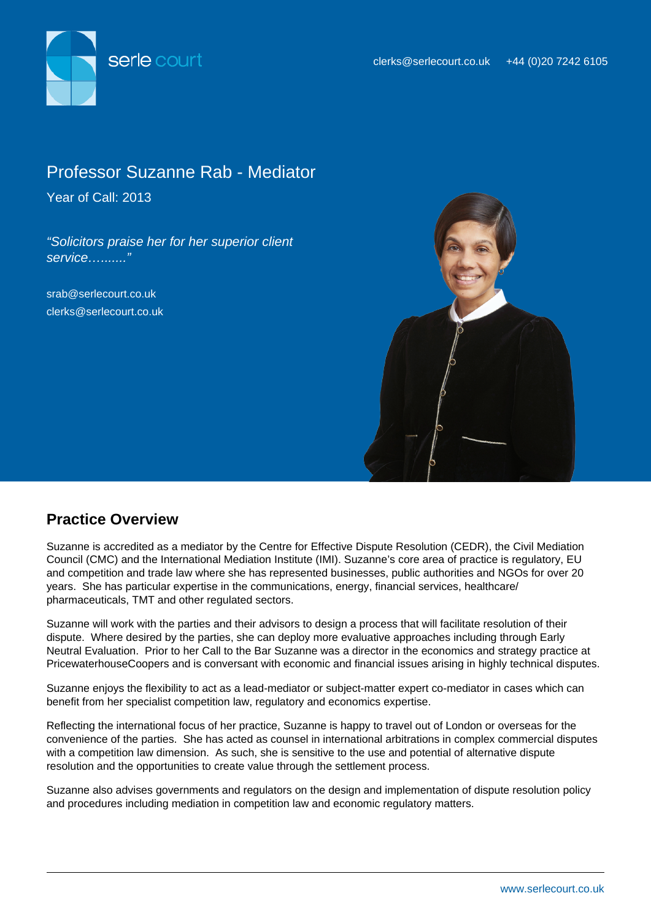serle court

clerks@serlecourt.co.uk +44 (0)20 7242 6105

# Professor Suzanne Rab - Mediator

Year of Call: 2013

*"Solicitors praise her for her superior client service…......"*

srab@serlecourt.co.uk
clerks@serlecourt.co.uk

## Practice Overview

Suzanne is accredited as a mediator by the Centre for Effective Dispute Resolution (CEDR), the Civil Mediation Council (CMC) and the International Mediation Institute (IMI). Suzanne's core area of practice is regulatory, EU and competition and trade law where she has represented businesses, public authorities and NGOs for over 20 years. She has particular expertise in the communications, energy, financial services, healthcare/ pharmaceuticals, TMT and other regulated sectors.

Suzanne will work with the parties and their advisors to design a process that will facilitate resolution of their dispute. Where desired by the parties, she can deploy more evaluative approaches including through Early Neutral Evaluation. Prior to her Call to the Bar Suzanne was a director in the economics and strategy practice at PricewaterhouseCoopers and is conversant with economic and financial issues arising in highly technical disputes.

Suzanne enjoys the flexibility to act as a lead-mediator or subject-matter expert co-mediator in cases which can benefit from her specialist competition law, regulatory and economics expertise.

Reflecting the international focus of her practice, Suzanne is happy to travel out of London or overseas for the convenience of the parties. She has acted as counsel in international arbitrations in complex commercial disputes with a competition law dimension. As such, she is sensitive to the use and potential of alternative dispute resolution and the opportunities to create value through the settlement process.

Suzanne also advises governments and regulators on the design and implementation of dispute resolution policy and procedures including mediation in competition law and economic regulatory matters.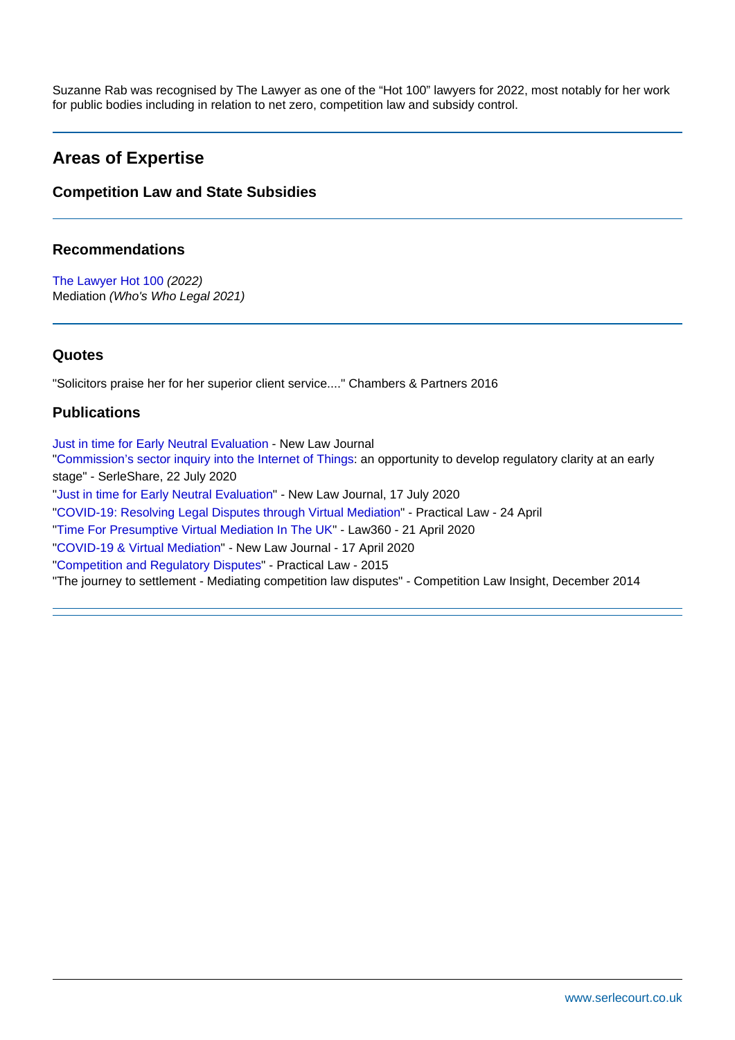Suzanne Rab was recognised by The Lawyer as one of the "Hot 100" lawyers for 2022, most notably for her work for public bodies including in relation to net zero, competition law and subsidy control.

## Areas of Expertise

### Competition Law and State Subsidies

### Recommendations

The Lawyer Hot 100 *(2022)*
Mediation *(Who's Who Legal 2021)*

### Quotes

"Solicitors praise her for her superior client service...." Chambers & Partners 2016

### Publications

Just in time for Early Neutral Evaluation - New Law Journal
"Commission's sector inquiry into the Internet of Things: an opportunity to develop regulatory clarity at an early stage" - SerleShare, 22 July 2020
"Just in time for Early Neutral Evaluation" - New Law Journal, 17 July 2020
"COVID-19: Resolving Legal Disputes through Virtual Mediation" - Practical Law - 24 April
"Time For Presumptive Virtual Mediation In The UK" - Law360 - 21 April 2020
"COVID-19 & Virtual Mediation" - New Law Journal - 17 April 2020
"Competition and Regulatory Disputes" - Practical Law - 2015
"The journey to settlement - Mediating competition law disputes" - Competition Law Insight, December 2014